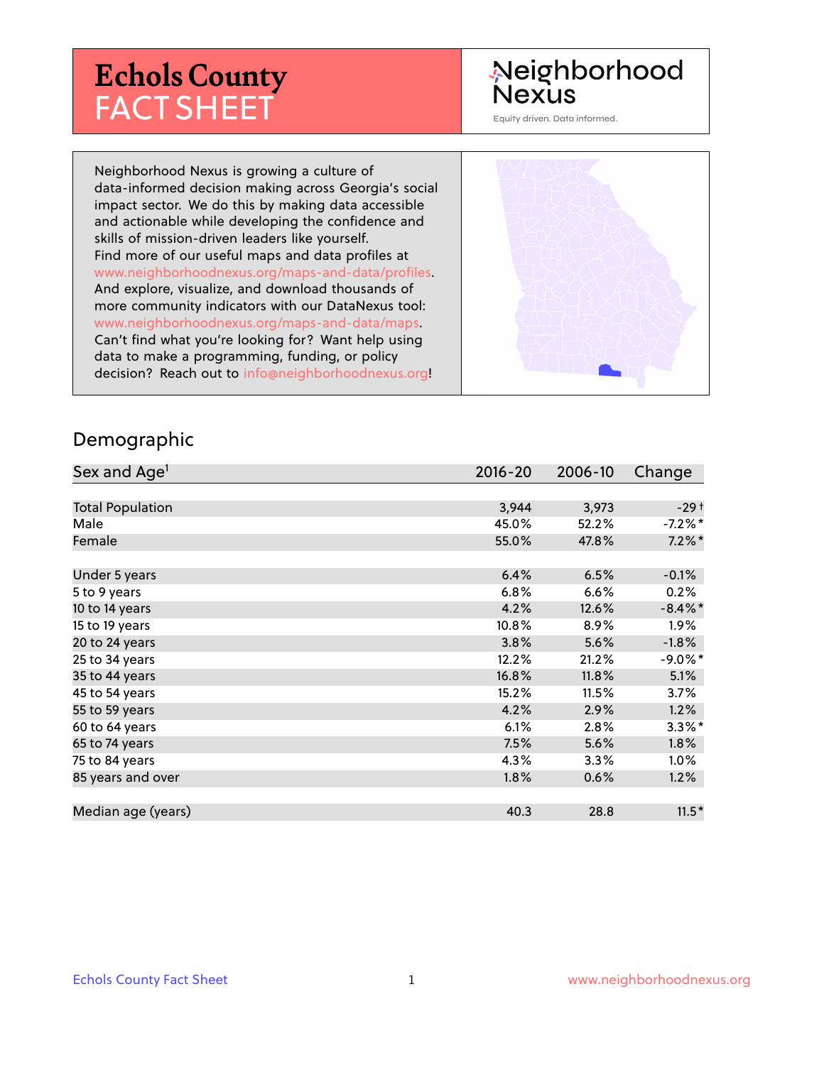# Echols County FACT SHEET

Neighborhood Nexus

Equity driven. Data informed.

Neighborhood Nexus is growing a culture of data-informed decision making across Georgia's social impact sector. We do this by making data accessible and actionable while developing the confidence and skills of mission-driven leaders like yourself. Find more of our useful maps and data profiles at www.neighborhoodnexus.org/maps-and-data/profiles. And explore, visualize, and download thousands of more community indicators with our DataNexus tool: www.neighborhoodnexus.org/maps-and-data/maps. Can't find what you're looking for? Want help using data to make a programming, funding, or policy decision? Reach out to info@neighborhoodnexus.org!

## Demographic

| Sex and Age[1] | 2016-20 | 2006-10 | Change |
|---|---|---|---|
| Total Population | 3,944 | 3,973 | -29 † |
| Male | 45.0% | 52.2% | -7.2%* |
| Female | 55.0% | 47.8% | 7.2%* |
| Under 5 years | 6.4% | 6.5% | -0.1% |
| 5 to 9 years | 6.8% | 6.6% | 0.2% |
| 10 to 14 years | 4.2% | 12.6% | -8.4%* |
| 15 to 19 years | 10.8% | 8.9% | 1.9% |
| 20 to 24 years | 3.8% | 5.6% | -1.8% |
| 25 to 34 years | 12.2% | 21.2% | -9.0%* |
| 35 to 44 years | 16.8% | 11.8% | 5.1% |
| 45 to 54 years | 15.2% | 11.5% | 3.7% |
| 55 to 59 years | 4.2% | 2.9% | 1.2% |
| 60 to 64 years | 6.1% | 2.8% | 3.3%* |
| 65 to 74 years | 7.5% | 5.6% | 1.8% |
| 75 to 84 years | 4.3% | 3.3% | 1.0% |
| 85 years and over | 1.8% | 0.6% | 1.2% |
| Median age (years) | 40.3 | 28.8 | 11.5* |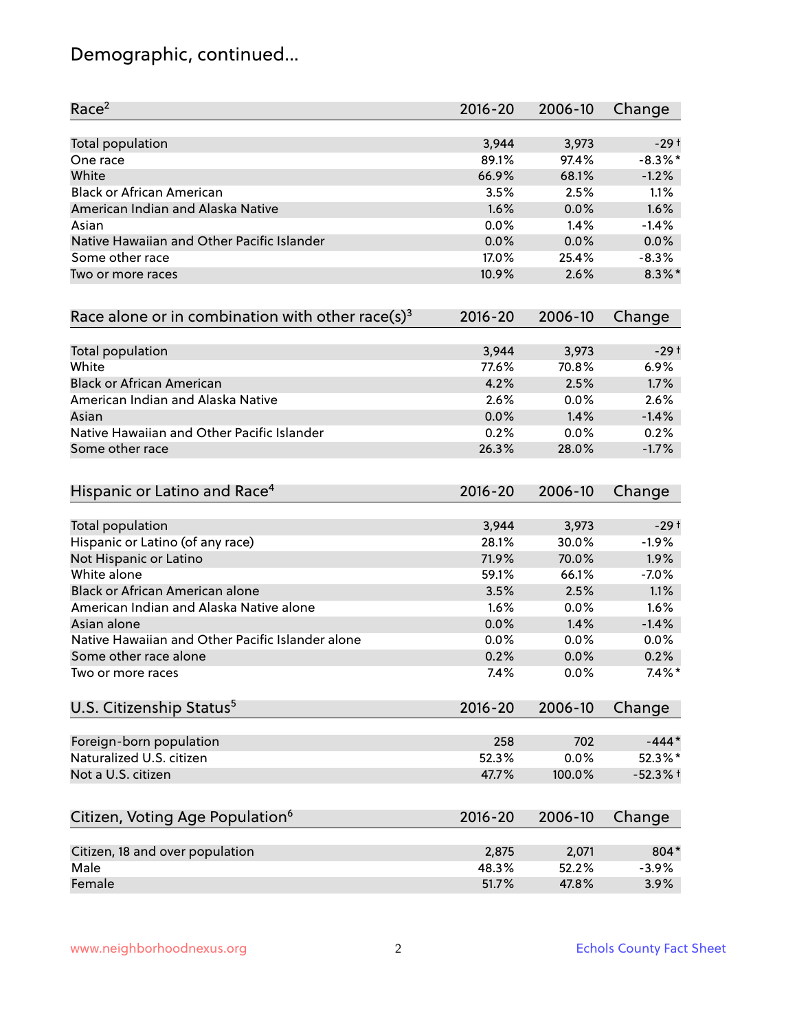# Demographic, continued...

| Race[2] | 2016-20 | 2006-10 | Change |
|---|---|---|---|
| Total population | 3,944 | 3,973 | -29† |
| One race | 89.1% | 97.4% | -8.3%* |
| White | 66.9% | 68.1% | -1.2% |
| Black or African American | 3.5% | 2.5% | 1.1% |
| American Indian and Alaska Native | 1.6% | 0.0% | 1.6% |
| Asian | 0.0% | 1.4% | -1.4% |
| Native Hawaiian and Other Pacific Islander | 0.0% | 0.0% | 0.0% |
| Some other race | 17.0% | 25.4% | -8.3% |
| Two or more races | 10.9% | 2.6% | 8.3%* |

| Race alone or in combination with other race(s)[3] | 2016-20 | 2006-10 | Change |
|---|---|---|---|
| Total population | 3,944 | 3,973 | -29† |
| White | 77.6% | 70.8% | 6.9% |
| Black or African American | 4.2% | 2.5% | 1.7% |
| American Indian and Alaska Native | 2.6% | 0.0% | 2.6% |
| Asian | 0.0% | 1.4% | -1.4% |
| Native Hawaiian and Other Pacific Islander | 0.2% | 0.0% | 0.2% |
| Some other race | 26.3% | 28.0% | -1.7% |

| Hispanic or Latino and Race[4] | 2016-20 | 2006-10 | Change |
|---|---|---|---|
| Total population | 3,944 | 3,973 | -29† |
| Hispanic or Latino (of any race) | 28.1% | 30.0% | -1.9% |
| Not Hispanic or Latino | 71.9% | 70.0% | 1.9% |
| White alone | 59.1% | 66.1% | -7.0% |
| Black or African American alone | 3.5% | 2.5% | 1.1% |
| American Indian and Alaska Native alone | 1.6% | 0.0% | 1.6% |
| Asian alone | 0.0% | 1.4% | -1.4% |
| Native Hawaiian and Other Pacific Islander alone | 0.0% | 0.0% | 0.0% |
| Some other race alone | 0.2% | 0.0% | 0.2% |
| Two or more races | 7.4% | 0.0% | 7.4%* |

| U.S. Citizenship Status[5] | 2016-20 | 2006-10 | Change |
|---|---|---|---|
| Foreign-born population | 258 | 702 | -444* |
| Naturalized U.S. citizen | 52.3% | 0.0% | 52.3%* |
| Not a U.S. citizen | 47.7% | 100.0% | -52.3%† |

| Citizen, Voting Age Population[6] | 2016-20 | 2006-10 | Change |
|---|---|---|---|
| Citizen, 18 and over population | 2,875 | 2,071 | 804* |
| Male | 48.3% | 52.2% | -3.9% |
| Female | 51.7% | 47.8% | 3.9% |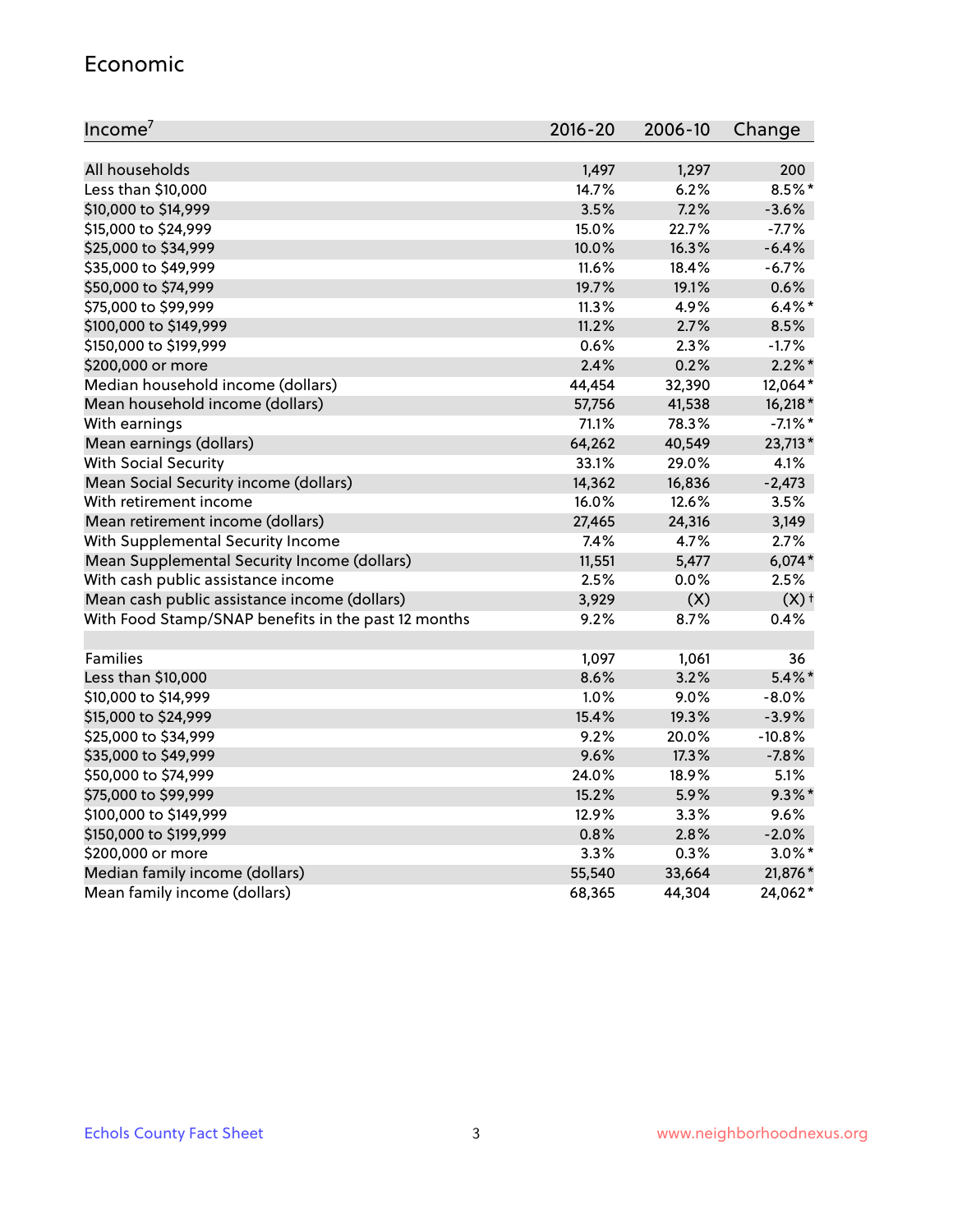## Economic

| Income[7] | 2016-20 | 2006-10 | Change |
|---|---|---|---|
| All households | 1,497 | 1,297 | 200 |
| Less than $10,000 | 14.7% | 6.2% | 8.5%* |
| $10,000 to $14,999 | 3.5% | 7.2% | -3.6% |
| $15,000 to $24,999 | 15.0% | 22.7% | -7.7% |
| $25,000 to $34,999 | 10.0% | 16.3% | -6.4% |
| $35,000 to $49,999 | 11.6% | 18.4% | -6.7% |
| $50,000 to $74,999 | 19.7% | 19.1% | 0.6% |
| $75,000 to $99,999 | 11.3% | 4.9% | 6.4%* |
| $100,000 to $149,999 | 11.2% | 2.7% | 8.5% |
| $150,000 to $199,999 | 0.6% | 2.3% | -1.7% |
| $200,000 or more | 2.4% | 0.2% | 2.2%* |
| Median household income (dollars) | 44,454 | 32,390 | 12,064* |
| Mean household income (dollars) | 57,756 | 41,538 | 16,218* |
| With earnings | 71.1% | 78.3% | -7.1%* |
| Mean earnings (dollars) | 64,262 | 40,549 | 23,713* |
| With Social Security | 33.1% | 29.0% | 4.1% |
| Mean Social Security income (dollars) | 14,362 | 16,836 | -2,473 |
| With retirement income | 16.0% | 12.6% | 3.5% |
| Mean retirement income (dollars) | 27,465 | 24,316 | 3,149 |
| With Supplemental Security Income | 7.4% | 4.7% | 2.7% |
| Mean Supplemental Security Income (dollars) | 11,551 | 5,477 | 6,074* |
| With cash public assistance income | 2.5% | 0.0% | 2.5% |
| Mean cash public assistance income (dollars) | 3,929 | (X) | (X)† |
| With Food Stamp/SNAP benefits in the past 12 months | 9.2% | 8.7% | 0.4% |
| | | | |
| Families | 1,097 | 1,061 | 36 |
| Less than $10,000 | 8.6% | 3.2% | 5.4%* |
| $10,000 to $14,999 | 1.0% | 9.0% | -8.0% |
| $15,000 to $24,999 | 15.4% | 19.3% | -3.9% |
| $25,000 to $34,999 | 9.2% | 20.0% | -10.8% |
| $35,000 to $49,999 | 9.6% | 17.3% | -7.8% |
| $50,000 to $74,999 | 24.0% | 18.9% | 5.1% |
| $75,000 to $99,999 | 15.2% | 5.9% | 9.3%* |
| $100,000 to $149,999 | 12.9% | 3.3% | 9.6% |
| $150,000 to $199,999 | 0.8% | 2.8% | -2.0% |
| $200,000 or more | 3.3% | 0.3% | 3.0%* |
| Median family income (dollars) | 55,540 | 33,664 | 21,876* |
| Mean family income (dollars) | 68,365 | 44,304 | 24,062* |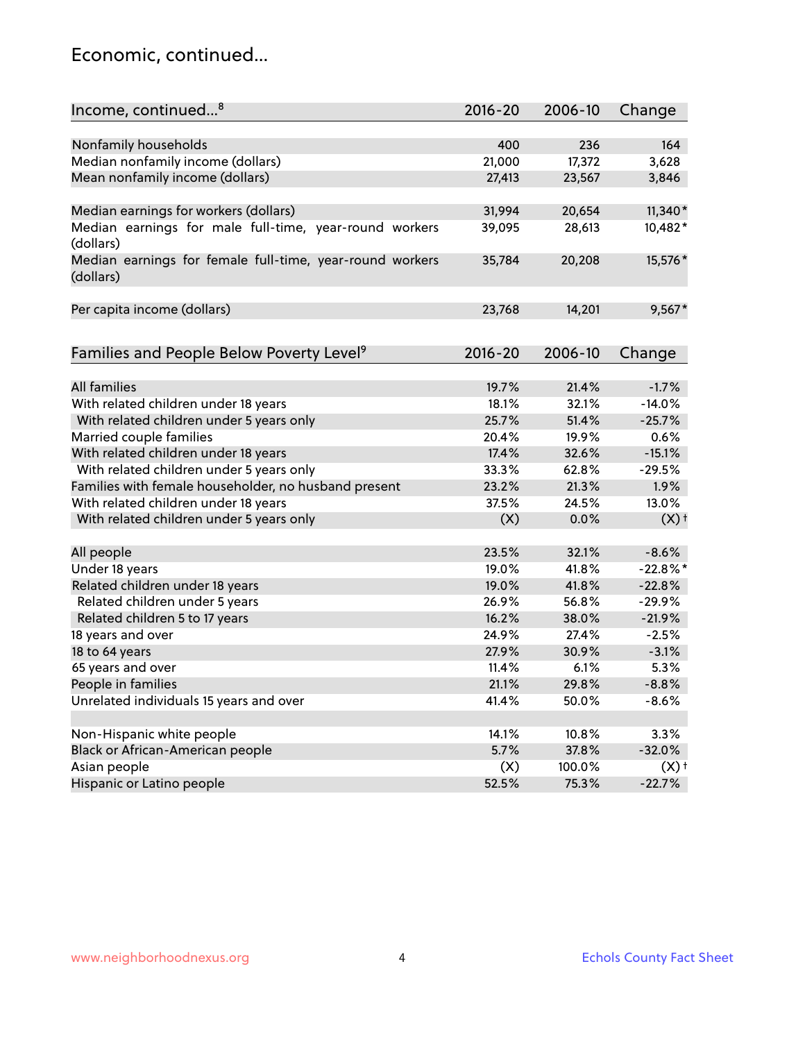## Economic, continued...

| Income, continued...[8] | 2016-20 | 2006-10 | Change |
|---|---|---|---|
| Nonfamily households | 400 | 236 | 164 |
| Median nonfamily income (dollars) | 21,000 | 17,372 | 3,628 |
| Mean nonfamily income (dollars) | 27,413 | 23,567 | 3,846 |
| Median earnings for workers (dollars) | 31,994 | 20,654 | 11,340* |
| Median earnings for male full-time, year-round workers (dollars) | 39,095 | 28,613 | 10,482* |
| Median earnings for female full-time, year-round workers (dollars) | 35,784 | 20,208 | 15,576* |
| Per capita income (dollars) | 23,768 | 14,201 | 9,567* |

| Families and People Below Poverty Level[9] | 2016-20 | 2006-10 | Change |
|---|---|---|---|
| All families | 19.7% | 21.4% | -1.7% |
| With related children under 18 years | 18.1% | 32.1% | -14.0% |
| With related children under 5 years only | 25.7% | 51.4% | -25.7% |
| Married couple families | 20.4% | 19.9% | 0.6% |
| With related children under 18 years | 17.4% | 32.6% | -15.1% |
| With related children under 5 years only | 33.3% | 62.8% | -29.5% |
| Families with female householder, no husband present | 23.2% | 21.3% | 1.9% |
| With related children under 18 years | 37.5% | 24.5% | 13.0% |
| With related children under 5 years only | (X) | 0.0% | (X)† |
| All people | 23.5% | 32.1% | -8.6% |
| Under 18 years | 19.0% | 41.8% | -22.8%* |
| Related children under 18 years | 19.0% | 41.8% | -22.8% |
| Related children under 5 years | 26.9% | 56.8% | -29.9% |
| Related children 5 to 17 years | 16.2% | 38.0% | -21.9% |
| 18 years and over | 24.9% | 27.4% | -2.5% |
| 18 to 64 years | 27.9% | 30.9% | -3.1% |
| 65 years and over | 11.4% | 6.1% | 5.3% |
| People in families | 21.1% | 29.8% | -8.8% |
| Unrelated individuals 15 years and over | 41.4% | 50.0% | -8.6% |
| Non-Hispanic white people | 14.1% | 10.8% | 3.3% |
| Black or African-American people | 5.7% | 37.8% | -32.0% |
| Asian people | (X) | 100.0% | (X)† |
| Hispanic or Latino people | 52.5% | 75.3% | -22.7% |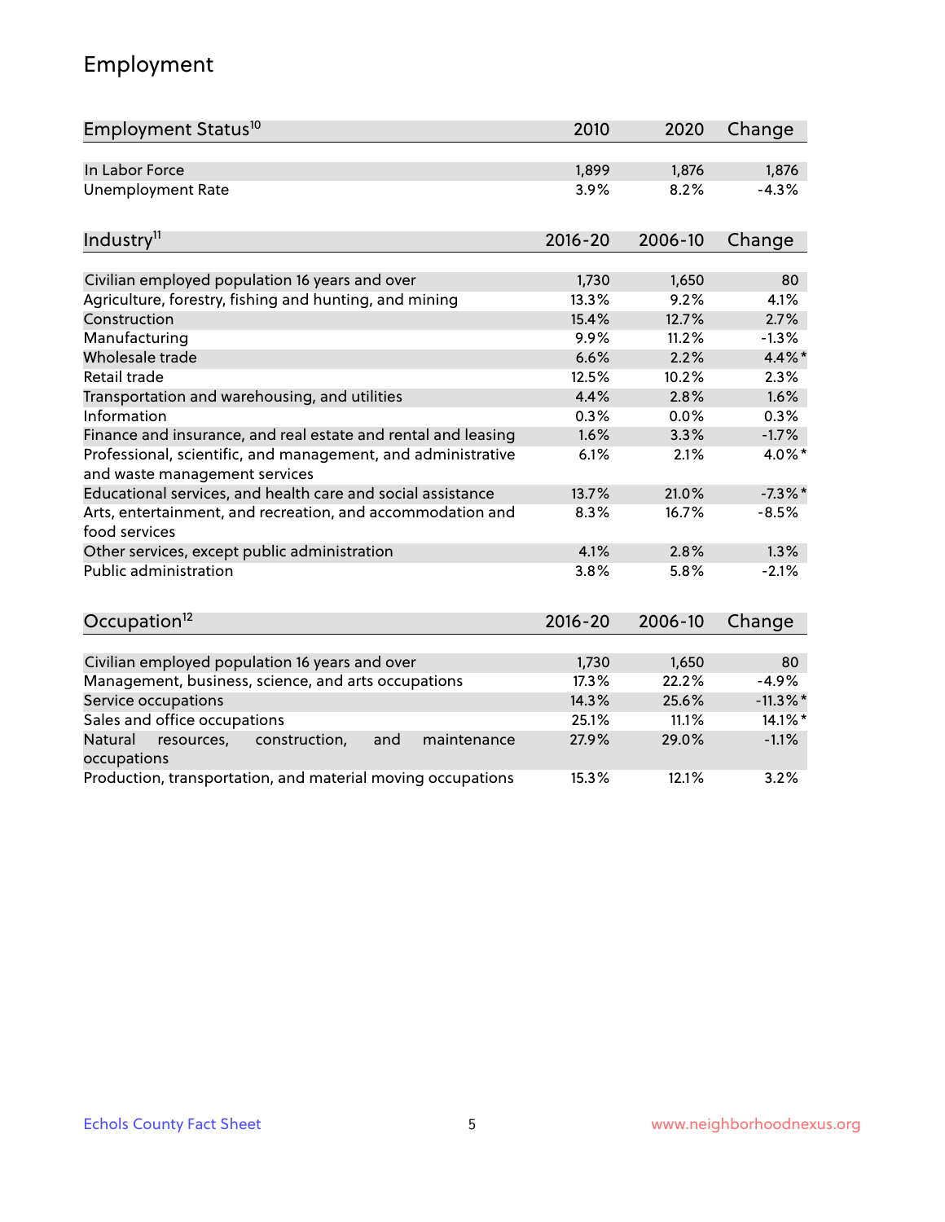## Employment

| Employment Status[10] | 2010 | 2020 | Change |
|---|---|---|---|
| In Labor Force | 1,899 | 1,876 | 1,876 |
| Unemployment Rate | 3.9% | 8.2% | -4.3% |

| Industry[11] | 2016-20 | 2006-10 | Change |
|---|---|---|---|
| Civilian employed population 16 years and over | 1,730 | 1,650 | 80 |
| Agriculture, forestry, fishing and hunting, and mining | 13.3% | 9.2% | 4.1% |
| Construction | 15.4% | 12.7% | 2.7% |
| Manufacturing | 9.9% | 11.2% | -1.3% |
| Wholesale trade | 6.6% | 2.2% | 4.4%* |
| Retail trade | 12.5% | 10.2% | 2.3% |
| Transportation and warehousing, and utilities | 4.4% | 2.8% | 1.6% |
| Information | 0.3% | 0.0% | 0.3% |
| Finance and insurance, and real estate and rental and leasing | 1.6% | 3.3% | -1.7% |
| Professional, scientific, and management, and administrative and waste management services | 6.1% | 2.1% | 4.0%* |
| Educational services, and health care and social assistance | 13.7% | 21.0% | -7.3%* |
| Arts, entertainment, and recreation, and accommodation and food services | 8.3% | 16.7% | -8.5% |
| Other services, except public administration | 4.1% | 2.8% | 1.3% |
| Public administration | 3.8% | 5.8% | -2.1% |

| Occupation[12] | 2016-20 | 2006-10 | Change |
|---|---|---|---|
| Civilian employed population 16 years and over | 1,730 | 1,650 | 80 |
| Management, business, science, and arts occupations | 17.3% | 22.2% | -4.9% |
| Service occupations | 14.3% | 25.6% | -11.3%* |
| Sales and office occupations | 25.1% | 11.1% | 14.1%* |
| Natural resources, construction, and maintenance occupations | 27.9% | 29.0% | -1.1% |
| Production, transportation, and material moving occupations | 15.3% | 12.1% | 3.2% |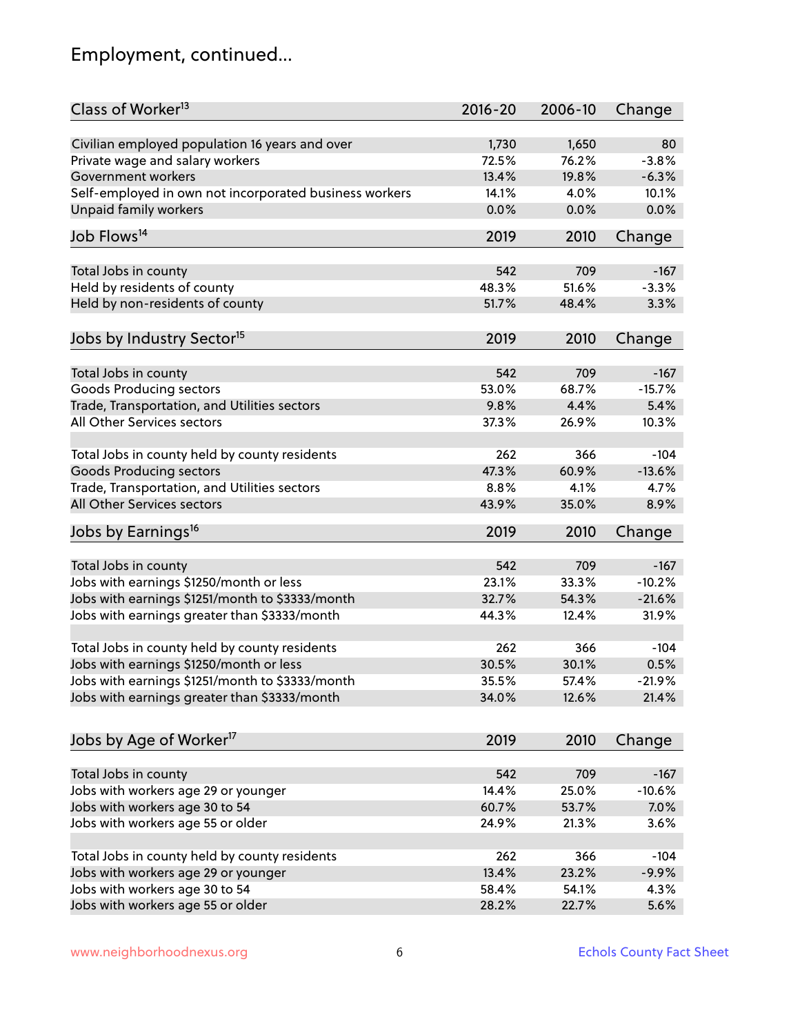## Employment, continued...

| Class of Worker[13] | 2016-20 | 2006-10 | Change |
|---|---|---|---|
| Civilian employed population 16 years and over | 1,730 | 1,650 | 80 |
| Private wage and salary workers | 72.5% | 76.2% | -3.8% |
| Government workers | 13.4% | 19.8% | -6.3% |
| Self-employed in own not incorporated business workers | 14.1% | 4.0% | 10.1% |
| Unpaid family workers | 0.0% | 0.0% | 0.0% |

| Job Flows[14] | 2019 | 2010 | Change |
|---|---|---|---|
| Total Jobs in county | 542 | 709 | -167 |
| Held by residents of county | 48.3% | 51.6% | -3.3% |
| Held by non-residents of county | 51.7% | 48.4% | 3.3% |

| Jobs by Industry Sector[15] | 2019 | 2010 | Change |
|---|---|---|---|
| Total Jobs in county | 542 | 709 | -167 |
| Goods Producing sectors | 53.0% | 68.7% | -15.7% |
| Trade, Transportation, and Utilities sectors | 9.8% | 4.4% | 5.4% |
| All Other Services sectors | 37.3% | 26.9% | 10.3% |
| | | | |
| Total Jobs in county held by county residents | 262 | 366 | -104 |
| Goods Producing sectors | 47.3% | 60.9% | -13.6% |
| Trade, Transportation, and Utilities sectors | 8.8% | 4.1% | 4.7% |
| All Other Services sectors | 43.9% | 35.0% | 8.9% |

| Jobs by Earnings[16] | 2019 | 2010 | Change |
|---|---|---|---|
| Total Jobs in county | 542 | 709 | -167 |
| Jobs with earnings $1250/month or less | 23.1% | 33.3% | -10.2% |
| Jobs with earnings $1251/month to $3333/month | 32.7% | 54.3% | -21.6% |
| Jobs with earnings greater than $3333/month | 44.3% | 12.4% | 31.9% |
| | | | |
| Total Jobs in county held by county residents | 262 | 366 | -104 |
| Jobs with earnings $1250/month or less | 30.5% | 30.1% | 0.5% |
| Jobs with earnings $1251/month to $3333/month | 35.5% | 57.4% | -21.9% |
| Jobs with earnings greater than $3333/month | 34.0% | 12.6% | 21.4% |

| Jobs by Age of Worker[17] | 2019 | 2010 | Change |
|---|---|---|---|
| Total Jobs in county | 542 | 709 | -167 |
| Jobs with workers age 29 or younger | 14.4% | 25.0% | -10.6% |
| Jobs with workers age 30 to 54 | 60.7% | 53.7% | 7.0% |
| Jobs with workers age 55 or older | 24.9% | 21.3% | 3.6% |
| | | | |
| Total Jobs in county held by county residents | 262 | 366 | -104 |
| Jobs with workers age 29 or younger | 13.4% | 23.2% | -9.9% |
| Jobs with workers age 30 to 54 | 58.4% | 54.1% | 4.3% |
| Jobs with workers age 55 or older | 28.2% | 22.7% | 5.6% |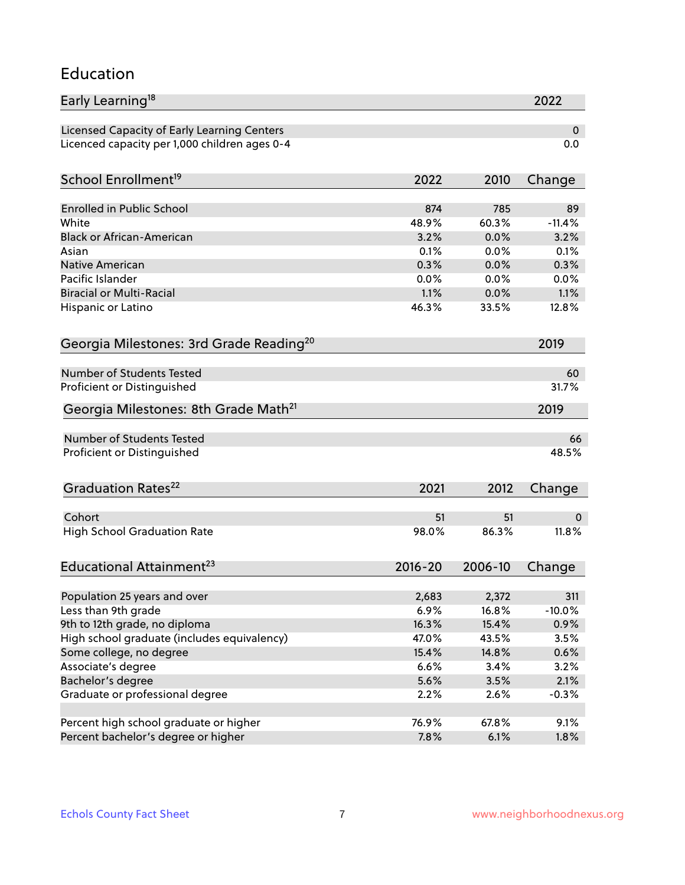## Education

| Early Learning[18] | 2022 |
|---|---|
| Licensed Capacity of Early Learning Centers | 0 |
| Licenced capacity per 1,000 children ages 0-4 | 0.0 |

| School Enrollment[19] | 2022 | 2010 | Change |
|---|---|---|---|
| Enrolled in Public School | 874 | 785 | 89 |
| White | 48.9% | 60.3% | -11.4% |
| Black or African-American | 3.2% | 0.0% | 3.2% |
| Asian | 0.1% | 0.0% | 0.1% |
| Native American | 0.3% | 0.0% | 0.3% |
| Pacific Islander | 0.0% | 0.0% | 0.0% |
| Biracial or Multi-Racial | 1.1% | 0.0% | 1.1% |
| Hispanic or Latino | 46.3% | 33.5% | 12.8% |

| Georgia Milestones: 3rd Grade Reading[20] | 2019 |
|---|---|
| Number of Students Tested | 60 |
| Proficient or Distinguished | 31.7% |

| Georgia Milestones: 8th Grade Math[21] | 2019 |
|---|---|
| Number of Students Tested | 66 |
| Proficient or Distinguished | 48.5% |

| Graduation Rates[22] | 2021 | 2012 | Change |
|---|---|---|---|
| Cohort | 51 | 51 | 0 |
| High School Graduation Rate | 98.0% | 86.3% | 11.8% |

| Educational Attainment[23] | 2016-20 | 2006-10 | Change |
|---|---|---|---|
| Population 25 years and over | 2,683 | 2,372 | 311 |
| Less than 9th grade | 6.9% | 16.8% | -10.0% |
| 9th to 12th grade, no diploma | 16.3% | 15.4% | 0.9% |
| High school graduate (includes equivalency) | 47.0% | 43.5% | 3.5% |
| Some college, no degree | 15.4% | 14.8% | 0.6% |
| Associate's degree | 6.6% | 3.4% | 3.2% |
| Bachelor's degree | 5.6% | 3.5% | 2.1% |
| Graduate or professional degree | 2.2% | 2.6% | -0.3% |
| | | | |
| Percent high school graduate or higher | 76.9% | 67.8% | 9.1% |
| Percent bachelor's degree or higher | 7.8% | 6.1% | 1.8% |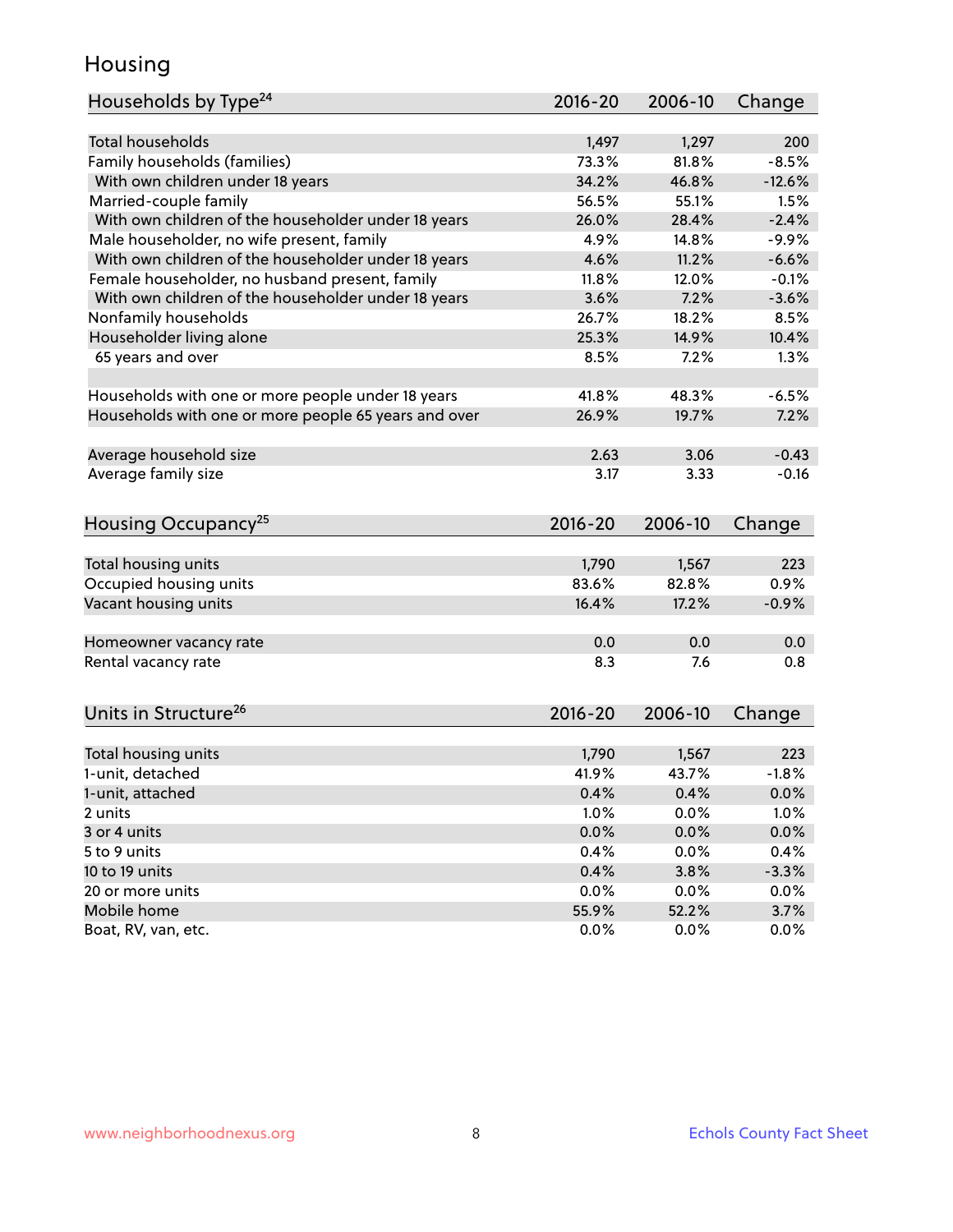# Housing

| Households by Type[24] | 2016-20 | 2006-10 | Change |
|---|---|---|---|
| Total households | 1,497 | 1,297 | 200 |
| Family households (families) | 73.3% | 81.8% | -8.5% |
| With own children under 18 years | 34.2% | 46.8% | -12.6% |
| Married-couple family | 56.5% | 55.1% | 1.5% |
| With own children of the householder under 18 years | 26.0% | 28.4% | -2.4% |
| Male householder, no wife present, family | 4.9% | 14.8% | -9.9% |
| With own children of the householder under 18 years | 4.6% | 11.2% | -6.6% |
| Female householder, no husband present, family | 11.8% | 12.0% | -0.1% |
| With own children of the householder under 18 years | 3.6% | 7.2% | -3.6% |
| Nonfamily households | 26.7% | 18.2% | 8.5% |
| Householder living alone | 25.3% | 14.9% | 10.4% |
| 65 years and over | 8.5% | 7.2% | 1.3% |
| | | | |
| Households with one or more people under 18 years | 41.8% | 48.3% | -6.5% |
| Households with one or more people 65 years and over | 26.9% | 19.7% | 7.2% |
| | | | |
| Average household size | 2.63 | 3.06 | -0.43 |
| Average family size | 3.17 | 3.33 | -0.16 |

| Housing Occupancy[25] | 2016-20 | 2006-10 | Change |
|---|---|---|---|
| Total housing units | 1,790 | 1,567 | 223 |
| Occupied housing units | 83.6% | 82.8% | 0.9% |
| Vacant housing units | 16.4% | 17.2% | -0.9% |
| | | | |
| Homeowner vacancy rate | 0.0 | 0.0 | 0.0 |
| Rental vacancy rate | 8.3 | 7.6 | 0.8 |

| Units in Structure[26] | 2016-20 | 2006-10 | Change |
|---|---|---|---|
| Total housing units | 1,790 | 1,567 | 223 |
| 1-unit, detached | 41.9% | 43.7% | -1.8% |
| 1-unit, attached | 0.4% | 0.4% | 0.0% |
| 2 units | 1.0% | 0.0% | 1.0% |
| 3 or 4 units | 0.0% | 0.0% | 0.0% |
| 5 to 9 units | 0.4% | 0.0% | 0.4% |
| 10 to 19 units | 0.4% | 3.8% | -3.3% |
| 20 or more units | 0.0% | 0.0% | 0.0% |
| Mobile home | 55.9% | 52.2% | 3.7% |
| Boat, RV, van, etc. | 0.0% | 0.0% | 0.0% |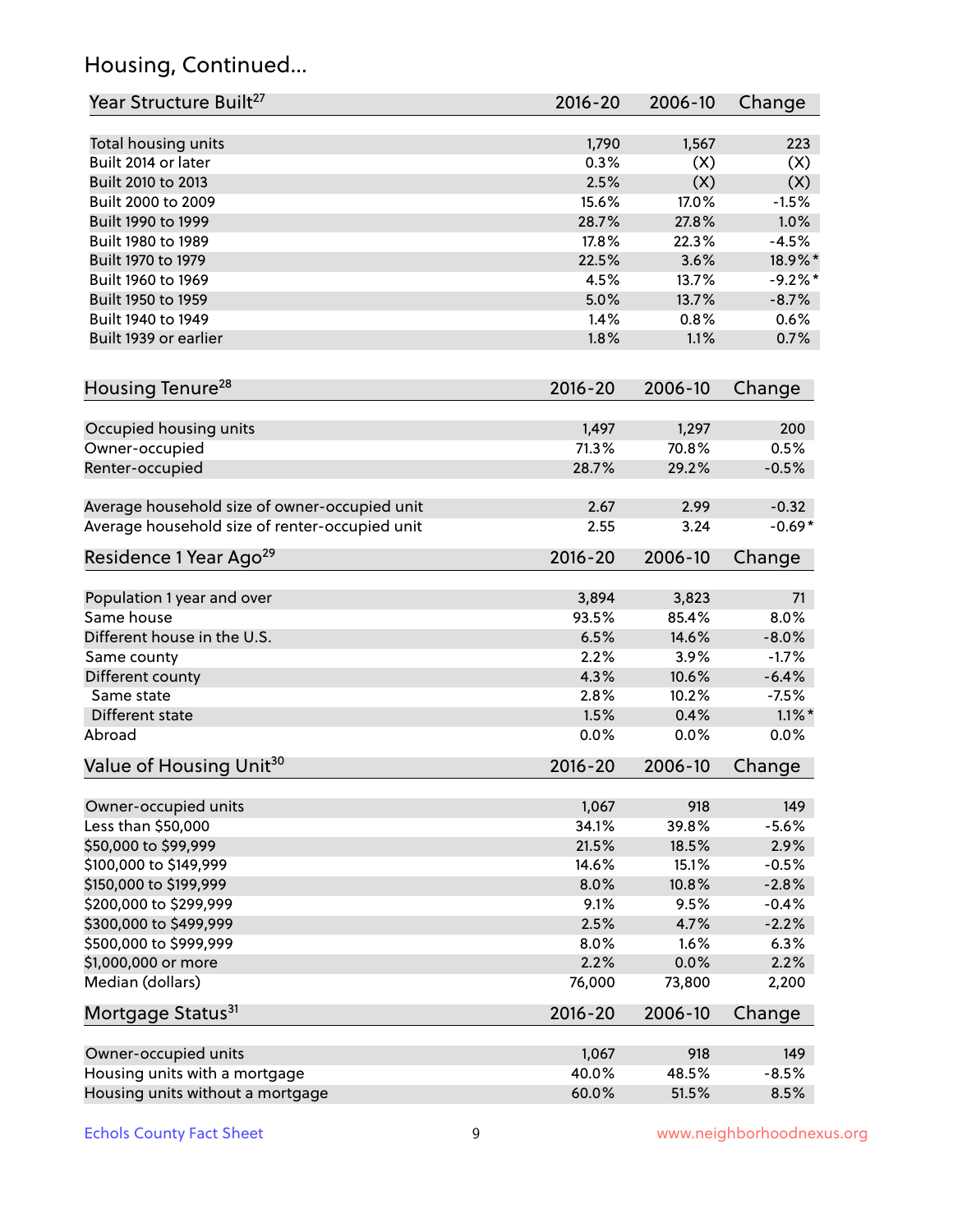## Housing, Continued...

| Year Structure Built[27] | 2016-20 | 2006-10 | Change |
|---|---|---|---|
| Total housing units | 1,790 | 1,567 | 223 |
| Built 2014 or later | 0.3% | (X) | (X) |
| Built 2010 to 2013 | 2.5% | (X) | (X) |
| Built 2000 to 2009 | 15.6% | 17.0% | -1.5% |
| Built 1990 to 1999 | 28.7% | 27.8% | 1.0% |
| Built 1980 to 1989 | 17.8% | 22.3% | -4.5% |
| Built 1970 to 1979 | 22.5% | 3.6% | 18.9%* |
| Built 1960 to 1969 | 4.5% | 13.7% | -9.2%* |
| Built 1950 to 1959 | 5.0% | 13.7% | -8.7% |
| Built 1940 to 1949 | 1.4% | 0.8% | 0.6% |
| Built 1939 or earlier | 1.8% | 1.1% | 0.7% |

| Housing Tenure[28] | 2016-20 | 2006-10 | Change |
|---|---|---|---|
| Occupied housing units | 1,497 | 1,297 | 200 |
| Owner-occupied | 71.3% | 70.8% | 0.5% |
| Renter-occupied | 28.7% | 29.2% | -0.5% |
| Average household size of owner-occupied unit | 2.67 | 2.99 | -0.32 |
| Average household size of renter-occupied unit | 2.55 | 3.24 | -0.69* |

| Residence 1 Year Ago[29] | 2016-20 | 2006-10 | Change |
|---|---|---|---|
| Population 1 year and over | 3,894 | 3,823 | 71 |
| Same house | 93.5% | 85.4% | 8.0% |
| Different house in the U.S. | 6.5% | 14.6% | -8.0% |
| Same county | 2.2% | 3.9% | -1.7% |
| Different county | 4.3% | 10.6% | -6.4% |
| Same state | 2.8% | 10.2% | -7.5% |
| Different state | 1.5% | 0.4% | 1.1%* |
| Abroad | 0.0% | 0.0% | 0.0% |

| Value of Housing Unit[30] | 2016-20 | 2006-10 | Change |
|---|---|---|---|
| Owner-occupied units | 1,067 | 918 | 149 |
| Less than $50,000 | 34.1% | 39.8% | -5.6% |
| $50,000 to $99,999 | 21.5% | 18.5% | 2.9% |
| $100,000 to $149,999 | 14.6% | 15.1% | -0.5% |
| $150,000 to $199,999 | 8.0% | 10.8% | -2.8% |
| $200,000 to $299,999 | 9.1% | 9.5% | -0.4% |
| $300,000 to $499,999 | 2.5% | 4.7% | -2.2% |
| $500,000 to $999,999 | 8.0% | 1.6% | 6.3% |
| $1,000,000 or more | 2.2% | 0.0% | 2.2% |
| Median (dollars) | 76,000 | 73,800 | 2,200 |

| Mortgage Status[31] | 2016-20 | 2006-10 | Change |
|---|---|---|---|
| Owner-occupied units | 1,067 | 918 | 149 |
| Housing units with a mortgage | 40.0% | 48.5% | -8.5% |
| Housing units without a mortgage | 60.0% | 51.5% | 8.5% |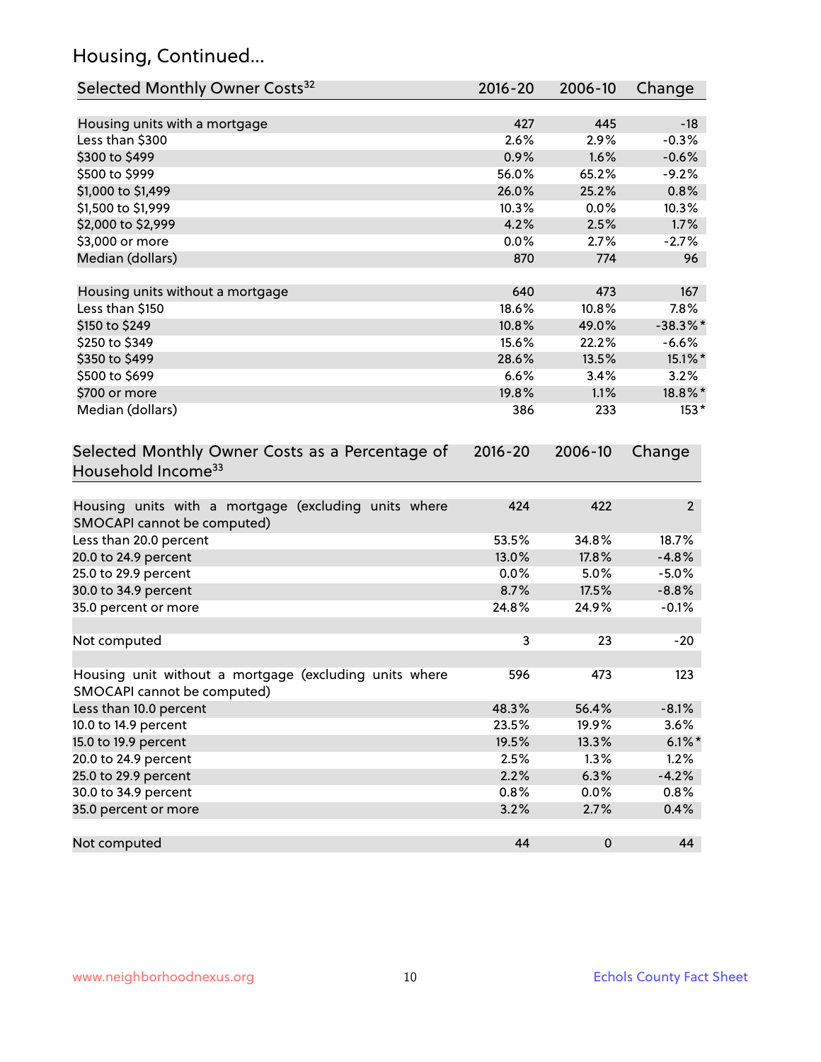## Housing, Continued...

| Selected Monthly Owner Costs[32] | 2016-20 | 2006-10 | Change |
|---|---|---|---|
| Housing units with a mortgage | 427 | 445 | -18 |
| Less than $300 | 2.6% | 2.9% | -0.3% |
| $300 to $499 | 0.9% | 1.6% | -0.6% |
| $500 to $999 | 56.0% | 65.2% | -9.2% |
| $1,000 to $1,499 | 26.0% | 25.2% | 0.8% |
| $1,500 to $1,999 | 10.3% | 0.0% | 10.3% |
| $2,000 to $2,999 | 4.2% | 2.5% | 1.7% |
| $3,000 or more | 0.0% | 2.7% | -2.7% |
| Median (dollars) | 870 | 774 | 96 |
| | | | |
| Housing units without a mortgage | 640 | 473 | 167 |
| Less than $150 | 18.6% | 10.8% | 7.8% |
| $150 to $249 | 10.8% | 49.0% | -38.3%* |
| $250 to $349 | 15.6% | 22.2% | -6.6% |
| $350 to $499 | 28.6% | 13.5% | 15.1%* |
| $500 to $699 | 6.6% | 3.4% | 3.2% |
| $700 or more | 19.8% | 1.1% | 18.8%* |
| Median (dollars) | 386 | 233 | 153* |

| Selected Monthly Owner Costs as a Percentage of Household Income[33] | 2016-20 | 2006-10 | Change |
|---|---|---|---|
| Housing units with a mortgage (excluding units where SMOCAPI cannot be computed) | 424 | 422 | 2 |
| Less than 20.0 percent | 53.5% | 34.8% | 18.7% |
| 20.0 to 24.9 percent | 13.0% | 17.8% | -4.8% |
| 25.0 to 29.9 percent | 0.0% | 5.0% | -5.0% |
| 30.0 to 34.9 percent | 8.7% | 17.5% | -8.8% |
| 35.0 percent or more | 24.8% | 24.9% | -0.1% |
| | | | |
| Not computed | 3 | 23 | -20 |
| | | | |
| Housing unit without a mortgage (excluding units where SMOCAPI cannot be computed) | 596 | 473 | 123 |
| Less than 10.0 percent | 48.3% | 56.4% | -8.1% |
| 10.0 to 14.9 percent | 23.5% | 19.9% | 3.6% |
| 15.0 to 19.9 percent | 19.5% | 13.3% | 6.1%* |
| 20.0 to 24.9 percent | 2.5% | 1.3% | 1.2% |
| 25.0 to 29.9 percent | 2.2% | 6.3% | -4.2% |
| 30.0 to 34.9 percent | 0.8% | 0.0% | 0.8% |
| 35.0 percent or more | 3.2% | 2.7% | 0.4% |
| | | | |
| Not computed | 44 | 0 | 44 |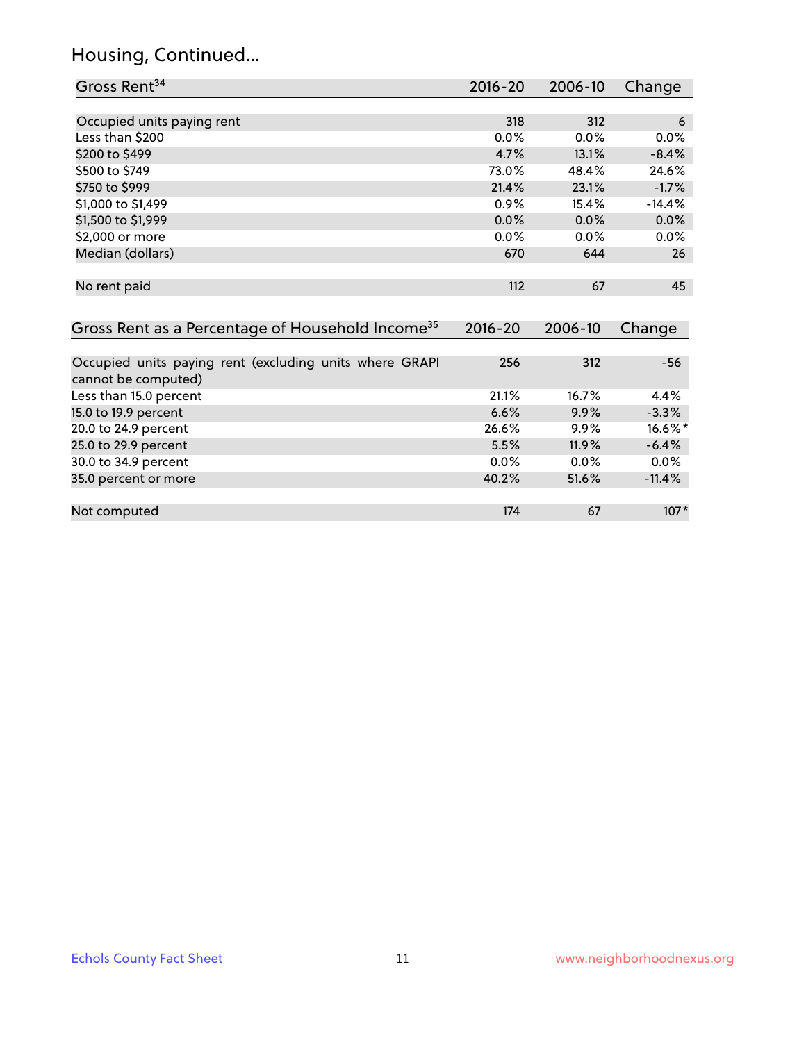## Housing, Continued...

| Gross Rent[34] | 2016-20 | 2006-10 | Change |
|---|---|---|---|
| Occupied units paying rent | 318 | 312 | 6 |
| Less than $200 | 0.0% | 0.0% | 0.0% |
| $200 to $499 | 4.7% | 13.1% | -8.4% |
| $500 to $749 | 73.0% | 48.4% | 24.6% |
| $750 to $999 | 21.4% | 23.1% | -1.7% |
| $1,000 to $1,499 | 0.9% | 15.4% | -14.4% |
| $1,500 to $1,999 | 0.0% | 0.0% | 0.0% |
| $2,000 or more | 0.0% | 0.0% | 0.0% |
| Median (dollars) | 670 | 644 | 26 |
| No rent paid | 112 | 67 | 45 |

| Gross Rent as a Percentage of Household Income[35] | 2016-20 | 2006-10 | Change |
|---|---|---|---|
| Occupied units paying rent (excluding units where GRAPI cannot be computed) | 256 | 312 | -56 |
| Less than 15.0 percent | 21.1% | 16.7% | 4.4% |
| 15.0 to 19.9 percent | 6.6% | 9.9% | -3.3% |
| 20.0 to 24.9 percent | 26.6% | 9.9% | 16.6%* |
| 25.0 to 29.9 percent | 5.5% | 11.9% | -6.4% |
| 30.0 to 34.9 percent | 0.0% | 0.0% | 0.0% |
| 35.0 percent or more | 40.2% | 51.6% | -11.4% |
| Not computed | 174 | 67 | 107* |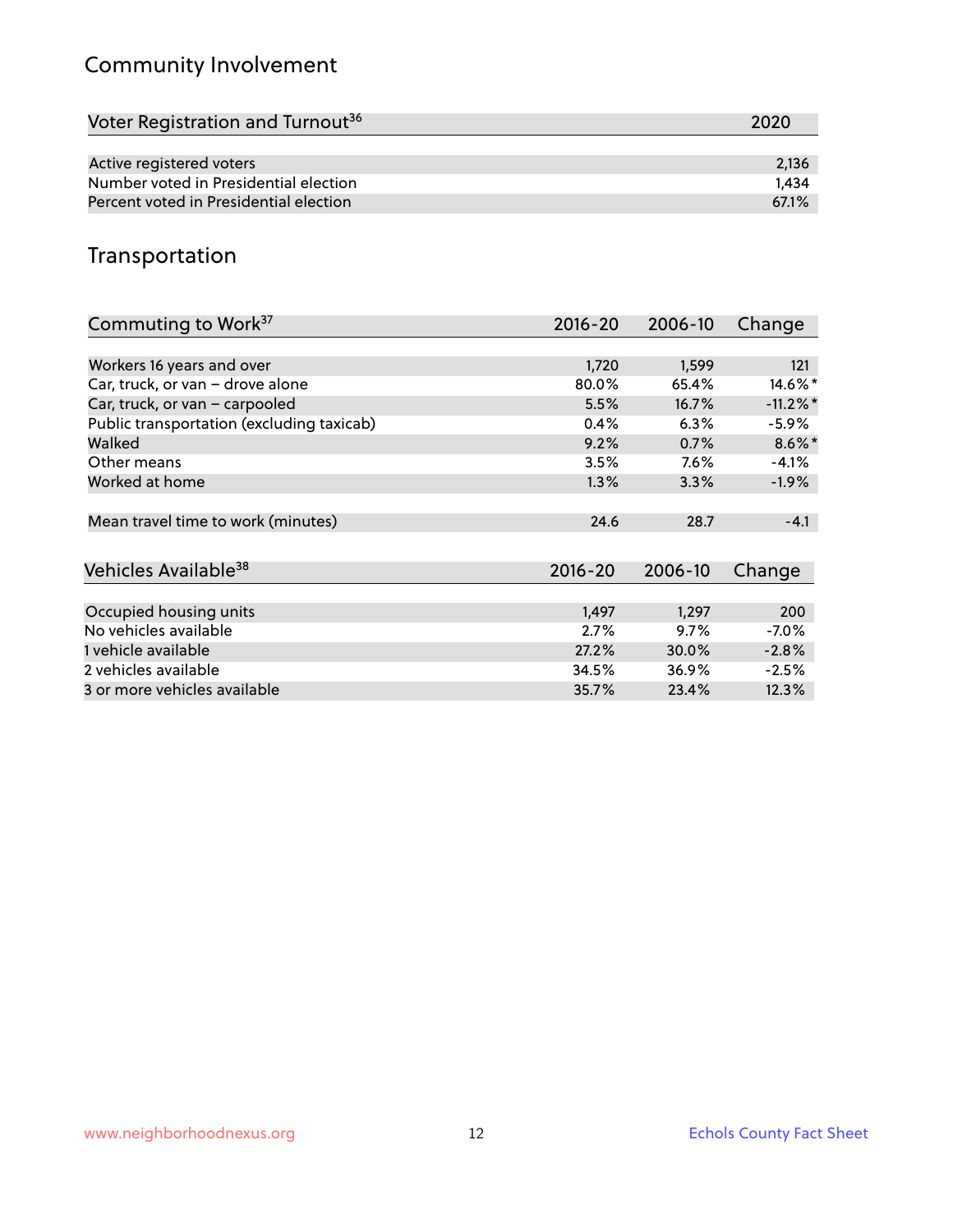## Community Involvement

| Voter Registration and Turnout[36] | 2020 |
| --- | --- |
| Active registered voters | 2,136 |
| Number voted in Presidential election | 1,434 |
| Percent voted in Presidential election | 67.1% |

## Transportation

| Commuting to Work[37] | 2016-20 | 2006-10 | Change |
| --- | --- | --- | --- |
| Workers 16 years and over | 1,720 | 1,599 | 121 |
| Car, truck, or van – drove alone | 80.0% | 65.4% | 14.6%* |
| Car, truck, or van – carpooled | 5.5% | 16.7% | -11.2%* |
| Public transportation (excluding taxicab) | 0.4% | 6.3% | -5.9% |
| Walked | 9.2% | 0.7% | 8.6%* |
| Other means | 3.5% | 7.6% | -4.1% |
| Worked at home | 1.3% | 3.3% | -1.9% |
| Mean travel time to work (minutes) | 24.6 | 28.7 | -4.1 |

| Vehicles Available[38] | 2016-20 | 2006-10 | Change |
| --- | --- | --- | --- |
| Occupied housing units | 1,497 | 1,297 | 200 |
| No vehicles available | 2.7% | 9.7% | -7.0% |
| 1 vehicle available | 27.2% | 30.0% | -2.8% |
| 2 vehicles available | 34.5% | 36.9% | -2.5% |
| 3 or more vehicles available | 35.7% | 23.4% | 12.3% |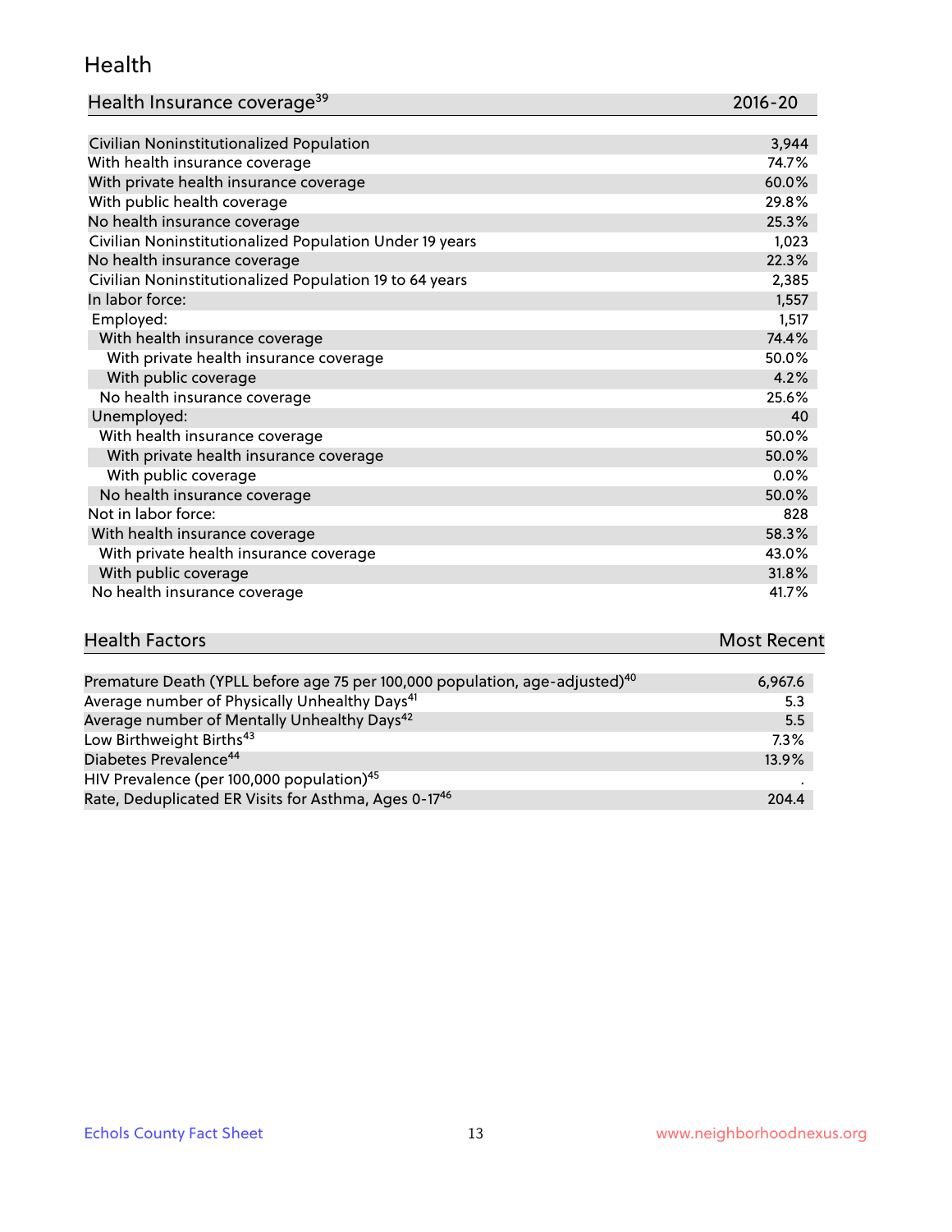## Health

| Health Insurance coverage[39] | 2016-20 |
| --- | --- |
| Civilian Noninstitutionalized Population | 3,944 |
| With health insurance coverage | 74.7% |
| With private health insurance coverage | 60.0% |
| With public health coverage | 29.8% |
| No health insurance coverage | 25.3% |
| Civilian Noninstitutionalized Population Under 19 years | 1,023 |
| No health insurance coverage | 22.3% |
| Civilian Noninstitutionalized Population 19 to 64 years | 2,385 |
| In labor force: | 1,557 |
| Employed: | 1,517 |
| With health insurance coverage | 74.4% |
| With private health insurance coverage | 50.0% |
| With public coverage | 4.2% |
| No health insurance coverage | 25.6% |
| Unemployed: | 40 |
| With health insurance coverage | 50.0% |
| With private health insurance coverage | 50.0% |
| With public coverage | 0.0% |
| No health insurance coverage | 50.0% |
| Not in labor force: | 828 |
| With health insurance coverage | 58.3% |
| With private health insurance coverage | 43.0% |
| With public coverage | 31.8% |
| No health insurance coverage | 41.7% |

| Health Factors | Most Recent |
| --- | --- |
| Premature Death (YPLL before age 75 per 100,000 population, age-adjusted)[40] | 6,967.6 |
| Average number of Physically Unhealthy Days[41] | 5.3 |
| Average number of Mentally Unhealthy Days[42] | 5.5 |
| Low Birthweight Births[43] | 7.3% |
| Diabetes Prevalence[44] | 13.9% |
| HIV Prevalence (per 100,000 population)[45] | . |
| Rate, Deduplicated ER Visits for Asthma, Ages 0-17[46] | 204.4 |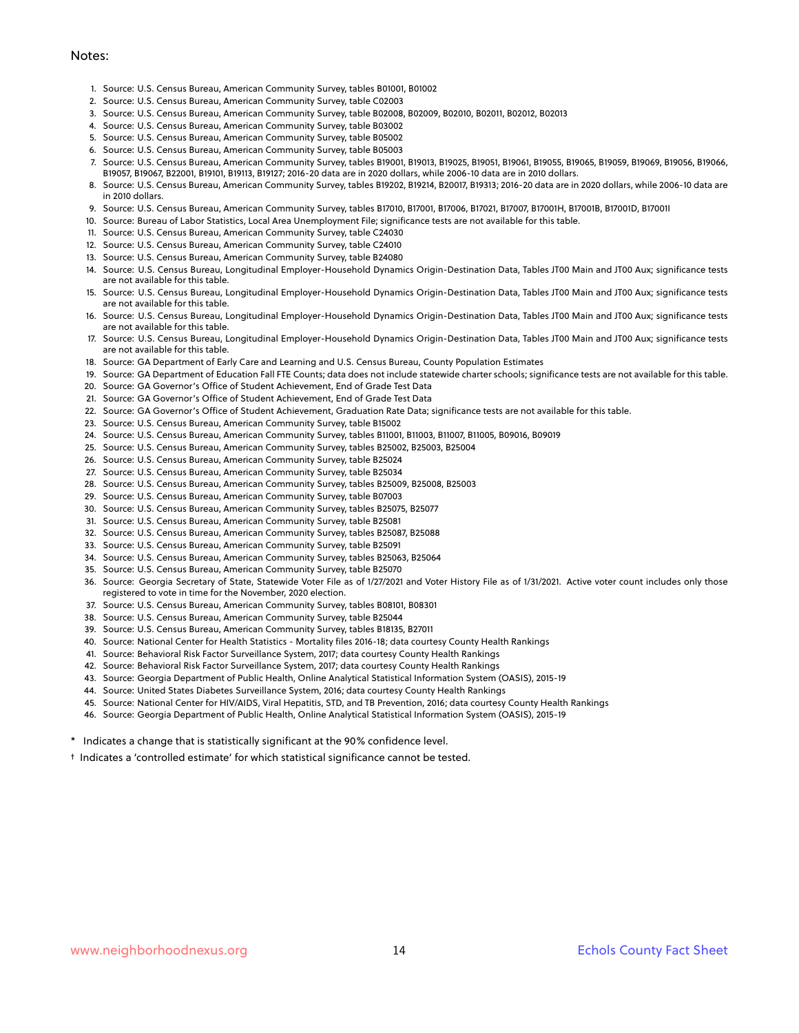Notes:

1. Source: U.S. Census Bureau, American Community Survey, tables B01001, B01002
2. Source: U.S. Census Bureau, American Community Survey, table C02003
3. Source: U.S. Census Bureau, American Community Survey, table B02008, B02009, B02010, B02011, B02012, B02013
4. Source: U.S. Census Bureau, American Community Survey, table B03002
5. Source: U.S. Census Bureau, American Community Survey, table B05002
6. Source: U.S. Census Bureau, American Community Survey, table B05003
7. Source: U.S. Census Bureau, American Community Survey, tables B19001, B19013, B19025, B19051, B19061, B19055, B19065, B19059, B19069, B19056, B19066, B19057, B19067, B22001, B19101, B19113, B19127; 2016-20 data are in 2020 dollars, while 2006-10 data are in 2010 dollars.
8. Source: U.S. Census Bureau, American Community Survey, tables B19202, B19214, B20017, B19313; 2016-20 data are in 2020 dollars, while 2006-10 data are in 2010 dollars.
9. Source: U.S. Census Bureau, American Community Survey, tables B17010, B17001, B17006, B17021, B17007, B17001H, B17001B, B17001D, B17001I
10. Source: Bureau of Labor Statistics, Local Area Unemployment File; significance tests are not available for this table.
11. Source: U.S. Census Bureau, American Community Survey, table C24030
12. Source: U.S. Census Bureau, American Community Survey, table C24010
13. Source: U.S. Census Bureau, American Community Survey, table B24080
14. Source: U.S. Census Bureau, Longitudinal Employer-Household Dynamics Origin-Destination Data, Tables JT00 Main and JT00 Aux; significance tests are not available for this table.
15. Source: U.S. Census Bureau, Longitudinal Employer-Household Dynamics Origin-Destination Data, Tables JT00 Main and JT00 Aux; significance tests are not available for this table.
16. Source: U.S. Census Bureau, Longitudinal Employer-Household Dynamics Origin-Destination Data, Tables JT00 Main and JT00 Aux; significance tests are not available for this table.
17. Source: U.S. Census Bureau, Longitudinal Employer-Household Dynamics Origin-Destination Data, Tables JT00 Main and JT00 Aux; significance tests are not available for this table.
18. Source: GA Department of Early Care and Learning and U.S. Census Bureau, County Population Estimates
19. Source: GA Department of Education Fall FTE Counts; data does not include statewide charter schools; significance tests are not available for this table.
20. Source: GA Governor's Office of Student Achievement, End of Grade Test Data
21. Source: GA Governor's Office of Student Achievement, End of Grade Test Data
22. Source: GA Governor's Office of Student Achievement, Graduation Rate Data; significance tests are not available for this table.
23. Source: U.S. Census Bureau, American Community Survey, table B15002
24. Source: U.S. Census Bureau, American Community Survey, tables B11001, B11003, B11007, B11005, B09016, B09019
25. Source: U.S. Census Bureau, American Community Survey, tables B25002, B25003, B25004
26. Source: U.S. Census Bureau, American Community Survey, table B25024
27. Source: U.S. Census Bureau, American Community Survey, table B25034
28. Source: U.S. Census Bureau, American Community Survey, tables B25009, B25008, B25003
29. Source: U.S. Census Bureau, American Community Survey, table B07003
30. Source: U.S. Census Bureau, American Community Survey, tables B25075, B25077
31. Source: U.S. Census Bureau, American Community Survey, table B25081
32. Source: U.S. Census Bureau, American Community Survey, tables B25087, B25088
33. Source: U.S. Census Bureau, American Community Survey, table B25091
34. Source: U.S. Census Bureau, American Community Survey, tables B25063, B25064
35. Source: U.S. Census Bureau, American Community Survey, table B25070
36. Source: Georgia Secretary of State, Statewide Voter File as of 1/27/2021 and Voter History File as of 1/31/2021. Active voter count includes only those registered to vote in time for the November, 2020 election.
37. Source: U.S. Census Bureau, American Community Survey, tables B08101, B08301
38. Source: U.S. Census Bureau, American Community Survey, table B25044
39. Source: U.S. Census Bureau, American Community Survey, tables B18135, B27011
40. Source: National Center for Health Statistics - Mortality files 2016-18; data courtesy County Health Rankings
41. Source: Behavioral Risk Factor Surveillance System, 2017; data courtesy County Health Rankings
42. Source: Behavioral Risk Factor Surveillance System, 2017; data courtesy County Health Rankings
43. Source: Georgia Department of Public Health, Online Analytical Statistical Information System (OASIS), 2015-19
44. Source: United States Diabetes Surveillance System, 2016; data courtesy County Health Rankings
45. Source: National Center for HIV/AIDS, Viral Hepatitis, STD, and TB Prevention, 2016; data courtesy County Health Rankings
46. Source: Georgia Department of Public Health, Online Analytical Statistical Information System (OASIS), 2015-19

\* Indicates a change that is statistically significant at the 90% confidence level.

† Indicates a 'controlled estimate' for which statistical significance cannot be tested.